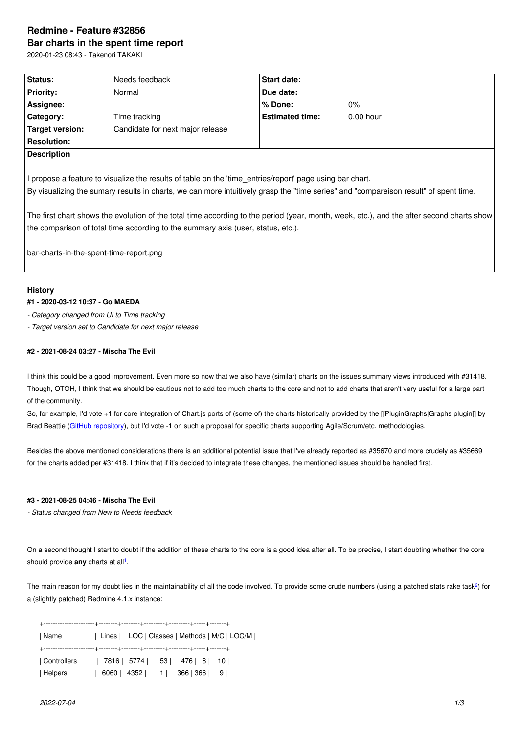# Redmine - Feature #32856

## Bar charts in the spent time report

2020-01-23 08:43 - Takenori TAKAKI

| Status: | Needs feedback | Start date: | |
|---|---|---|---|
| Priority: | Normal | Due date: | |
| Assignee: | | % Done: | 0% |
| Category: | Time tracking | Estimated time: | 0.00 hour |
| Target version: | Candidate for next major release | | |
| Resolution: | | | |

**Description**

I propose a feature to visualize the results of table on the 'time_entries/report' page using bar chart.
By visualizing the sumary results in charts, we can more intuitively grasp the "time series" and "compareison result" of spent time.

The first chart shows the evolution of the total time according to the period (year, month, week, etc.), and the after second charts show the comparison of total time according to the summary axis (user, status, etc.).

bar-charts-in-the-spent-time-report.png

### History

**#1 - 2020-03-12 10:37 - Go MAEDA**

*- Category changed from UI to Time tracking*

*- Target version set to Candidate for next major release*

**#2 - 2021-08-24 03:27 - Mischa The Evil**

I think this could be a good improvement. Even more so now that we also have (similar) charts on the issues summary views introduced with #31418.
Though, OTOH, I think that we should be cautious not to add too much charts to the core and not to add charts that aren't very useful for a large part of the community.
So, for example, I'd vote +1 for core integration of Chart.js ports of (some of) the charts historically provided by the [[PluginGraphs|Graphs plugin]] by Brad Beattie (GitHub repository), but I'd vote -1 on such a proposal for specific charts supporting Agile/Scrum/etc. methodologies.

Besides the above mentioned considerations there is an additional potential issue that I've already reported as #35670 and more crudely as #35669 for the charts added per #31418. I think that if it's decided to integrate these changes, the mentioned issues should be handled first.

**#3 - 2021-08-25 04:46 - Mischa The Evil**

*- Status changed from New to Needs feedback*

On a second thought I start to doubt if the addition of these charts to the core is a good idea after all. To be precise, I start doubting whether the core should provide **any** charts at all[1].

The main reason for my doubt lies in the maintainability of all the code involved. To provide some crude numbers (using a patched stats rake task[2]) for a (slightly patched) Redmine 4.1.x instance:

```
+----------------------+--------+--------+---------+---------+-----+-------+
| Name                 |  Lines |    LOC | Classes | Methods | M/C | LOC/M |
+----------------------+--------+--------+---------+---------+-----+-------+
| Controllers          |   7816 |   5774 |      53 |     476 |   8 |    10 |
| Helpers              |   6060 |   4352 |       1 |     366 | 366 |     9 |
```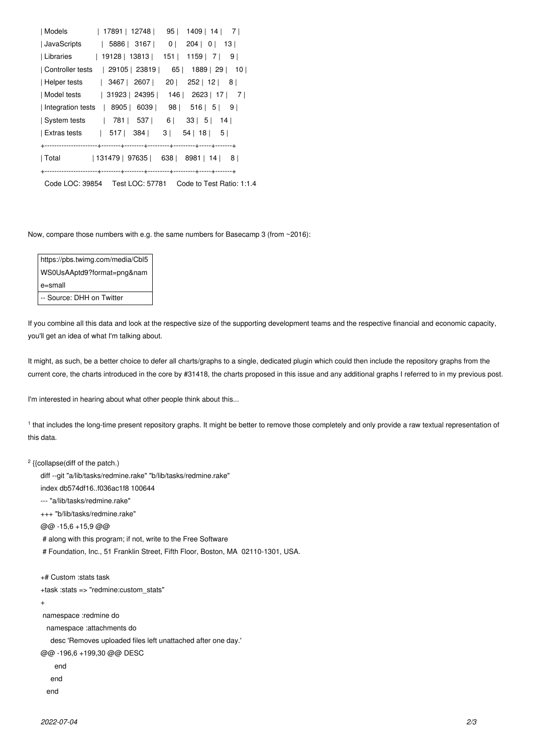```
| Models               | 17891 | 12748 |    95 |    1409 |  14 |     7 |
| JavaScripts          |  5886 |  3167 |     0 |     204 |   0 |    13 |
| Libraries            | 19128 | 13813 |   151 |    1159 |   7 |     9 |
| Controller tests     | 29105 | 23819 |    65 |    1889 |  29 |    10 |
| Helper tests         |  3467 |  2607 |    20 |     252 |  12 |     8 |
| Model tests          | 31923 | 24395 |   146 |    2623 |  17 |     7 |
| Integration tests    |  8905 |  6039 |    98 |     516 |   5 |     9 |
| System tests         |   781 |   537 |     6 |      33 |   5 |    14 |
| Extras tests         |   517 |   384 |     3 |      54 |  18 |     5 |
+----------------------+--------+--------+---------+---------+-----+-------+
| Total                | 131479 | 97635 |   638 |    8981 |  14 |     8 |
+----------------------+--------+--------+---------+---------+-----+-------+
  Code LOC: 39854     Test LOC: 57781     Code to Test Ratio: 1:1.4
```

Now, compare those numbers with e.g. the same numbers for Basecamp 3 (from ~2016):

| https://pbs.twimg.com/media/Cbl5WS0UsAAptd9?format=png&name=small |
| --- |
| -- Source: DHH on Twitter |

If you combine all this data and look at the respective size of the supporting development teams and the respective financial and economic capacity, you'll get an idea of what I'm talking about.

It might, as such, be a better choice to defer all charts/graphs to a single, dedicated plugin which could then include the repository graphs from the current core, the charts introduced in the core by #31418, the charts proposed in this issue and any additional graphs I referred to in my previous post.

I'm interested in hearing about what other people think about this...

[1] that includes the long-time present repository graphs. It might be better to remove those completely and only provide a raw textual representation of this data.

[2] {{collapse(diff of the patch.)

```
diff --git "a/lib/tasks/redmine.rake" "b/lib/tasks/redmine.rake"
index db574df16..f036ac1f8 100644
--- "a/lib/tasks/redmine.rake"
+++ "b/lib/tasks/redmine.rake"
@@ -15,6 +15,9 @@
 # along with this program; if not, write to the Free Software
 # Foundation, Inc., 51 Franklin Street, Fifth Floor, Boston, MA  02110-1301, USA.

+# Custom :stats task
+task :stats => "redmine:custom_stats"
+
 namespace :redmine do
   namespace :attachments do
     desc 'Removes uploaded files left unattached after one day.'
@@ -196,6 +199,30 @@ DESC
       end
     end
   end
```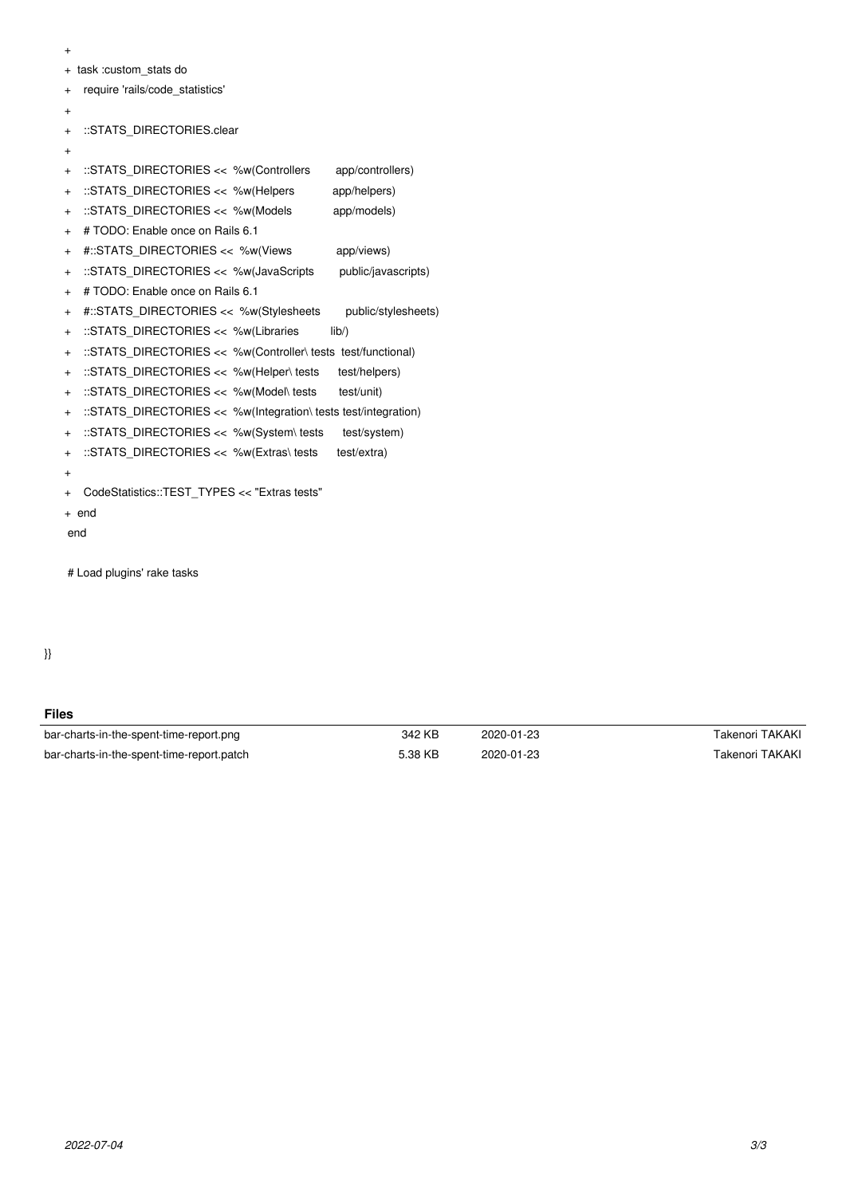```
+
+ task :custom_stats do
+   require 'rails/code_statistics'
+
+   ::STATS_DIRECTORIES.clear
+
+   ::STATS_DIRECTORIES << %w(Controllers        app/controllers)
+   ::STATS_DIRECTORIES << %w(Helpers            app/helpers)
+   ::STATS_DIRECTORIES << %w(Models             app/models)
+   # TODO: Enable once on Rails 6.1
+   #::STATS_DIRECTORIES << %w(Views              app/views)
+   ::STATS_DIRECTORIES << %w(JavaScripts        public/javascripts)
+   # TODO: Enable once on Rails 6.1
+   #::STATS_DIRECTORIES << %w(Stylesheets        public/stylesheets)
+   ::STATS_DIRECTORIES << %w(Libraries          lib/)
+   ::STATS_DIRECTORIES << %w(Controller\ tests  test/functional)
+   ::STATS_DIRECTORIES << %w(Helper\ tests      test/helpers)
+   ::STATS_DIRECTORIES << %w(Model\ tests       test/unit)
+   ::STATS_DIRECTORIES << %w(Integration\ tests test/integration)
+   ::STATS_DIRECTORIES << %w(System\ tests      test/system)
+   ::STATS_DIRECTORIES << %w(Extras\ tests      test/extra)
+
+   CodeStatistics::TEST_TYPES << "Extras tests"
+ end
 end

 # Load plugins' rake tasks
```

}}

## Files

| | | | |
|---|---|---|---|
| bar-charts-in-the-spent-time-report.png | 342 KB | 2020-01-23 | Takenori TAKAKI |
| bar-charts-in-the-spent-time-report.patch | 5.38 KB | 2020-01-23 | Takenori TAKAKI |